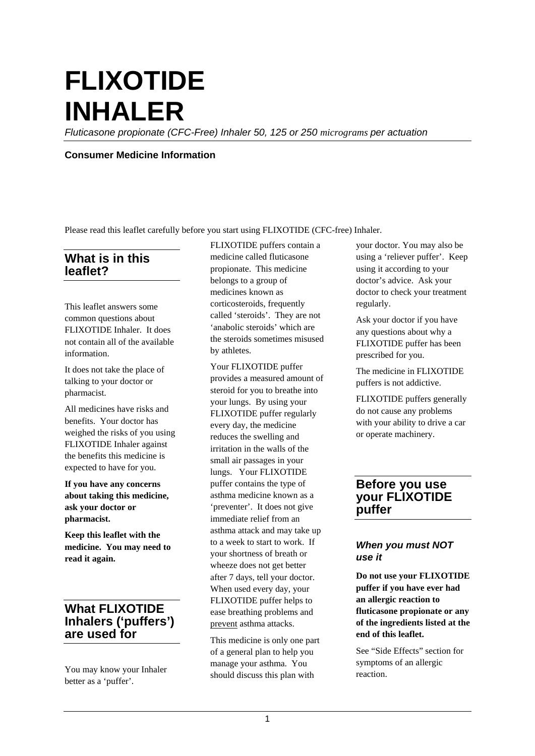# FLIXOTIDE INHALER

*Fluticasone propionate (CFC-Free) Inhaler 50, 125 or 250 micrograms per actuation*

**Consumer Medicine Information**

Please read this leaflet carefully before you start using FLIXOTIDE (CFC-free) Inhaler.

## What is in this leaflet?

This leaflet answers some common questions about FLIXOTIDE Inhaler. It does not contain all of the available information.

It does not take the place of talking to your doctor or pharmacist.

All medicines have risks and benefits. Your doctor has weighed the risks of you using FLIXOTIDE Inhaler against the benefits this medicine is expected to have for you.

**If you have any concerns about taking this medicine, ask your doctor or pharmacist.**

**Keep this leaflet with the medicine. You may need to read it again.**

## What FLIXOTIDE Inhalers ('puffers') are used for

You may know your Inhaler better as a 'puffer'.

FLIXOTIDE puffers contain a medicine called fluticasone propionate. This medicine belongs to a group of medicines known as corticosteroids, frequently called 'steroids'. They are not 'anabolic steroids' which are the steroids sometimes misused by athletes.

Your FLIXOTIDE puffer provides a measured amount of steroid for you to breathe into your lungs. By using your FLIXOTIDE puffer regularly every day, the medicine reduces the swelling and irritation in the walls of the small air passages in your lungs. Your FLIXOTIDE puffer contains the type of asthma medicine known as a 'preventer'. It does not give immediate relief from an asthma attack and may take up to a week to start to work. If your shortness of breath or wheeze does not get better after 7 days, tell your doctor. When used every day, your FLIXOTIDE puffer helps to ease breathing problems and <u>prevent</u> asthma attacks.

This medicine is only one part of a general plan to help you manage your asthma. You should discuss this plan with your doctor. You may also be using a 'reliever puffer'. Keep using it according to your doctor's advice. Ask your doctor to check your treatment regularly.

Ask your doctor if you have any questions about why a FLIXOTIDE puffer has been prescribed for you.

The medicine in FLIXOTIDE puffers is not addictive.

FLIXOTIDE puffers generally do not cause any problems with your ability to drive a car or operate machinery.

## Before you use your FLIXOTIDE puffer

### *When you must NOT use it*

**Do not use your FLIXOTIDE puffer if you have ever had an allergic reaction to fluticasone propionate or any of the ingredients listed at the end of this leaflet.**

See "Side Effects" section for symptoms of an allergic reaction.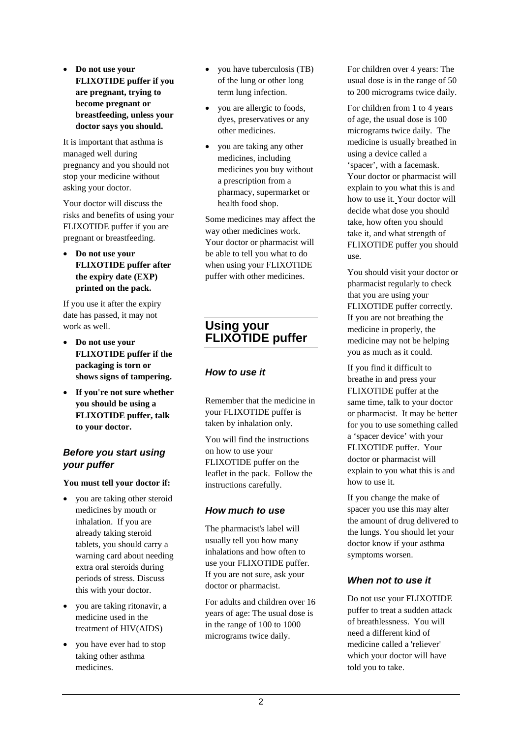- **Do not use your FLIXOTIDE puffer if you are pregnant, trying to become pregnant or breastfeeding, unless your doctor says you should.**

It is important that asthma is managed well during pregnancy and you should not stop your medicine without asking your doctor.

Your doctor will discuss the risks and benefits of using your FLIXOTIDE puffer if you are pregnant or breastfeeding.

- **Do not use your FLIXOTIDE puffer after the expiry date (EXP) printed on the pack.**

If you use it after the expiry date has passed, it may not work as well.

- **Do not use your FLIXOTIDE puffer if the packaging is torn or shows signs of tampering.**
- **If you're not sure whether you should be using a FLIXOTIDE puffer, talk to your doctor.**

### *Before you start using your puffer*

**You must tell your doctor if:**

- you are taking other steroid medicines by mouth or inhalation. If you are already taking steroid tablets, you should carry a warning card about needing extra oral steroids during periods of stress. Discuss this with your doctor.
- you are taking ritonavir, a medicine used in the treatment of HIV(AIDS)
- you have ever had to stop taking other asthma medicines.
- you have tuberculosis (TB) of the lung or other long term lung infection.
- you are allergic to foods, dyes, preservatives or any other medicines.
- you are taking any other medicines, including medicines you buy without a prescription from a pharmacy, supermarket or health food shop.

Some medicines may affect the way other medicines work. Your doctor or pharmacist will be able to tell you what to do when using your FLIXOTIDE puffer with other medicines.

## Using your FLIXOTIDE puffer

### *How to use it*

Remember that the medicine in your FLIXOTIDE puffer is taken by inhalation only.

You will find the instructions on how to use your FLIXOTIDE puffer on the leaflet in the pack. Follow the instructions carefully.

### *How much to use*

The pharmacist's label will usually tell you how many inhalations and how often to use your FLIXOTIDE puffer. If you are not sure, ask your doctor or pharmacist.

For adults and children over 16 years of age: The usual dose is in the range of 100 to 1000 micrograms twice daily.

For children over 4 years: The usual dose is in the range of 50 to 200 micrograms twice daily.

For children from 1 to 4 years of age, the usual dose is 100 micrograms twice daily. The medicine is usually breathed in using a device called a 'spacer', with a facemask. Your doctor or pharmacist will explain to you what this is and how to use it. Your doctor will decide what dose you should take, how often you should take it, and what strength of FLIXOTIDE puffer you should use.

You should visit your doctor or pharmacist regularly to check that you are using your FLIXOTIDE puffer correctly. If you are not breathing the medicine in properly, the medicine may not be helping you as much as it could.

If you find it difficult to breathe in and press your FLIXOTIDE puffer at the same time, talk to your doctor or pharmacist. It may be better for you to use something called a 'spacer device' with your FLIXOTIDE puffer. Your doctor or pharmacist will explain to you what this is and how to use it.

If you change the make of spacer you use this may alter the amount of drug delivered to the lungs. You should let your doctor know if your asthma symptoms worsen.

### *When not to use it*

Do not use your FLIXOTIDE puffer to treat a sudden attack of breathlessness. You will need a different kind of medicine called a 'reliever' which your doctor will have told you to take.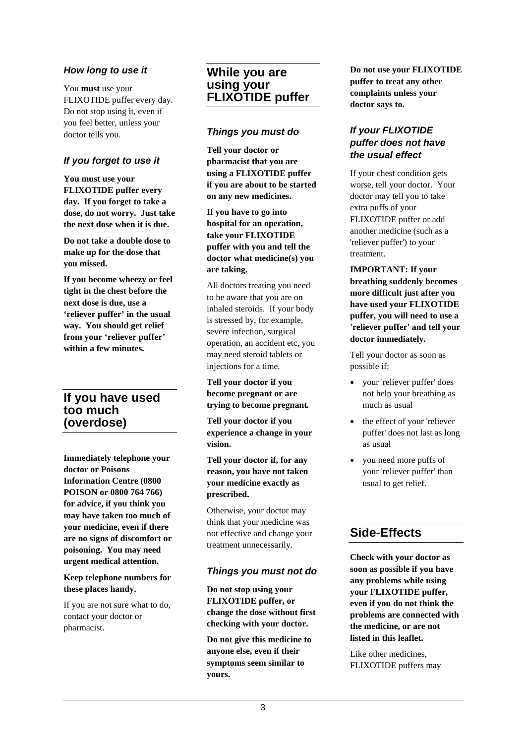### *How long to use it*

You **must** use your FLIXOTIDE puffer every day. Do not stop using it, even if you feel better, unless your doctor tells you.

### *If you forget to use it*

**You must use your FLIXOTIDE puffer every day. If you forget to take a dose, do not worry. Just take the next dose when it is due.**

**Do not take a double dose to make up for the dose that you missed.**

**If you become wheezy or feel tight in the chest before the next dose is due, use a 'reliever puffer' in the usual way. You should get relief from your 'reliever puffer' within a few minutes.**

## If you have used too much (overdose)

**Immediately telephone your doctor or Poisons Information Centre (0800 POISON or 0800 764 766) for advice, if you think you may have taken too much of your medicine, even if there are no signs of discomfort or poisoning. You may need urgent medical attention.**

**Keep telephone numbers for these places handy.**

If you are not sure what to do, contact your doctor or pharmacist.

## While you are using your FLIXOTIDE puffer

### *Things you must do*

**Tell your doctor or pharmacist that you are using a FLIXOTIDE puffer if you are about to be started on any new medicines.**

**If you have to go into hospital for an operation, take your FLIXOTIDE puffer with you and tell the doctor what medicine(s) you are taking.**

All doctors treating you need to be aware that you are on inhaled steroids. If your body is stressed by, for example, severe infection, surgical operation, an accident etc, you may need steroid tablets or injections for a time.

**Tell your doctor if you become pregnant or are trying to become pregnant.**

**Tell your doctor if you experience a change in your vision.**

**Tell your doctor if, for any reason, you have not taken your medicine exactly as prescribed.**

Otherwise, your doctor may think that your medicine was not effective and change your treatment unnecessarily.

### *Things you must not do*

**Do not stop using your FLIXOTIDE puffer, or change the dose without first checking with your doctor.**

**Do not give this medicine to anyone else, even if their symptoms seem similar to yours.**

**Do not use your FLIXOTIDE puffer to treat any other complaints unless your doctor says to.**

### *If your FLIXOTIDE puffer does not have the usual effect*

If your chest condition gets worse, tell your doctor. Your doctor may tell you to take extra puffs of your FLIXOTIDE puffer or add another medicine (such as a 'reliever puffer') to your treatment.

**IMPORTANT: If your breathing suddenly becomes more difficult just after you have used your FLIXOTIDE puffer, you will need to use a 'reliever puffer' and tell your doctor immediately.**

Tell your doctor as soon as possible if:

- your 'reliever puffer' does not help your breathing as much as usual
- the effect of your 'reliever puffer' does not last as long as usual
- you need more puffs of your 'reliever puffer' than usual to get relief.

## Side-Effects

**Check with your doctor as soon as possible if you have any problems while using your FLIXOTIDE puffer, even if you do not think the problems are connected with the medicine, or are not listed in this leaflet.**

Like other medicines, FLIXOTIDE puffers may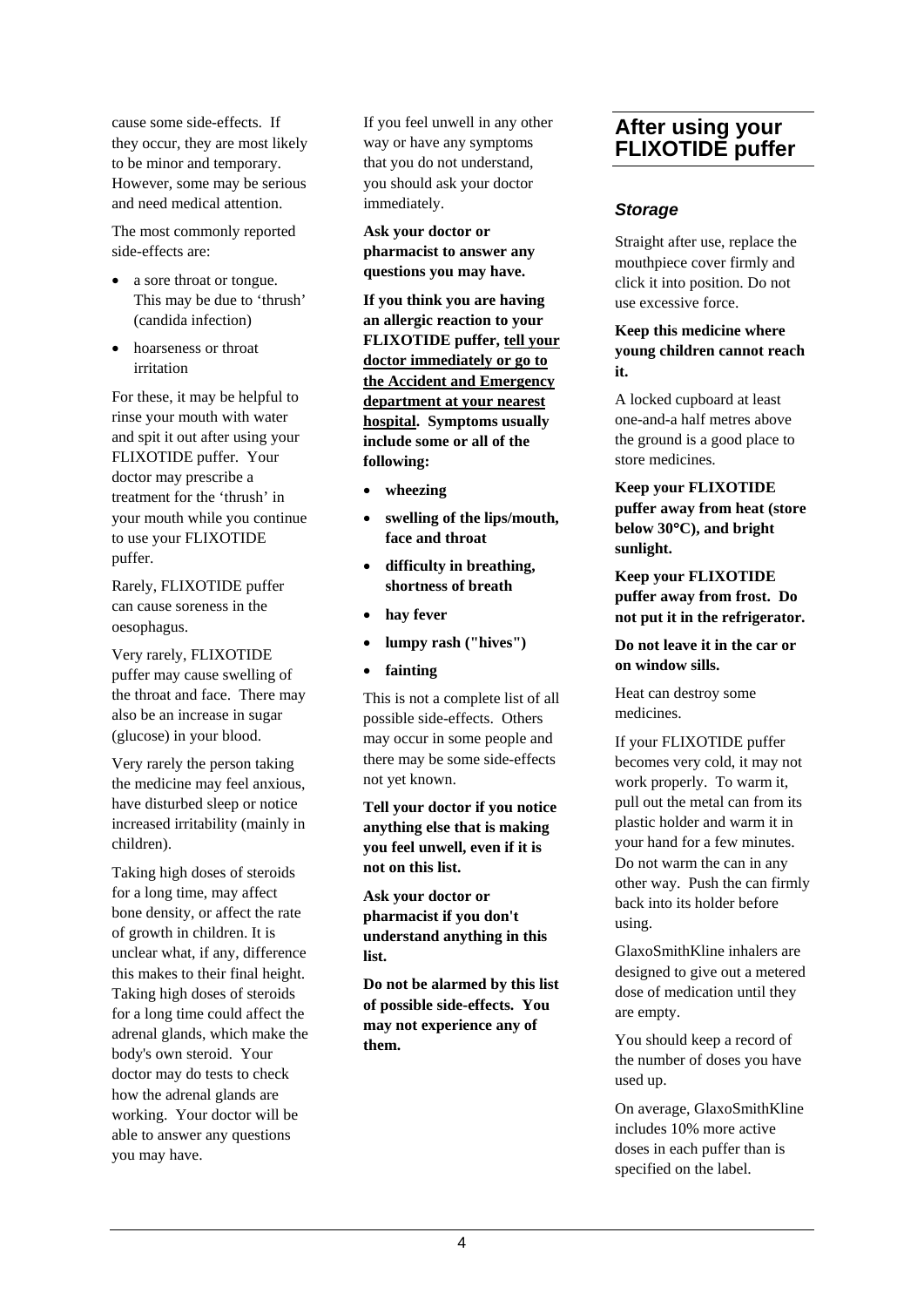cause some side-effects. If they occur, they are most likely to be minor and temporary. However, some may be serious and need medical attention.

The most commonly reported side-effects are:

- a sore throat or tongue. This may be due to 'thrush' (candida infection)
- hoarseness or throat irritation

For these, it may be helpful to rinse your mouth with water and spit it out after using your FLIXOTIDE puffer. Your doctor may prescribe a treatment for the 'thrush' in your mouth while you continue to use your FLIXOTIDE puffer.

Rarely, FLIXOTIDE puffer can cause soreness in the oesophagus.

Very rarely, FLIXOTIDE puffer may cause swelling of the throat and face. There may also be an increase in sugar (glucose) in your blood.

Very rarely the person taking the medicine may feel anxious, have disturbed sleep or notice increased irritability (mainly in children).

Taking high doses of steroids for a long time, may affect bone density, or affect the rate of growth in children. It is unclear what, if any, difference this makes to their final height. Taking high doses of steroids for a long time could affect the adrenal glands, which make the body's own steroid. Your doctor may do tests to check how the adrenal glands are working. Your doctor will be able to answer any questions you may have.

If you feel unwell in any other way or have any symptoms that you do not understand, you should ask your doctor immediately.

**Ask your doctor or pharmacist to answer any questions you may have.**

**If you think you are having an allergic reaction to your FLIXOTIDE puffer, tell your doctor immediately or go to the Accident and Emergency department at your nearest hospital. Symptoms usually include some or all of the following:**

- **wheezing**
- **swelling of the lips/mouth, face and throat**
- **difficulty in breathing, shortness of breath**
- **hay fever**
- **lumpy rash ("hives")**
- **fainting**

This is not a complete list of all possible side-effects. Others may occur in some people and there may be some side-effects not yet known.

**Tell your doctor if you notice anything else that is making you feel unwell, even if it is not on this list.**

**Ask your doctor or pharmacist if you don't understand anything in this list.**

**Do not be alarmed by this list of possible side-effects. You may not experience any of them.**

## After using your FLIXOTIDE puffer

### *Storage*

Straight after use, replace the mouthpiece cover firmly and click it into position. Do not use excessive force.

**Keep this medicine where young children cannot reach it.**

A locked cupboard at least one-and-a half metres above the ground is a good place to store medicines.

**Keep your FLIXOTIDE puffer away from heat (store below 30°C), and bright sunlight.**

**Keep your FLIXOTIDE puffer away from frost. Do not put it in the refrigerator.**

**Do not leave it in the car or on window sills.**

Heat can destroy some medicines.

If your FLIXOTIDE puffer becomes very cold, it may not work properly. To warm it, pull out the metal can from its plastic holder and warm it in your hand for a few minutes. Do not warm the can in any other way. Push the can firmly back into its holder before using.

GlaxoSmithKline inhalers are designed to give out a metered dose of medication until they are empty.

You should keep a record of the number of doses you have used up.

On average, GlaxoSmithKline includes 10% more active doses in each puffer than is specified on the label.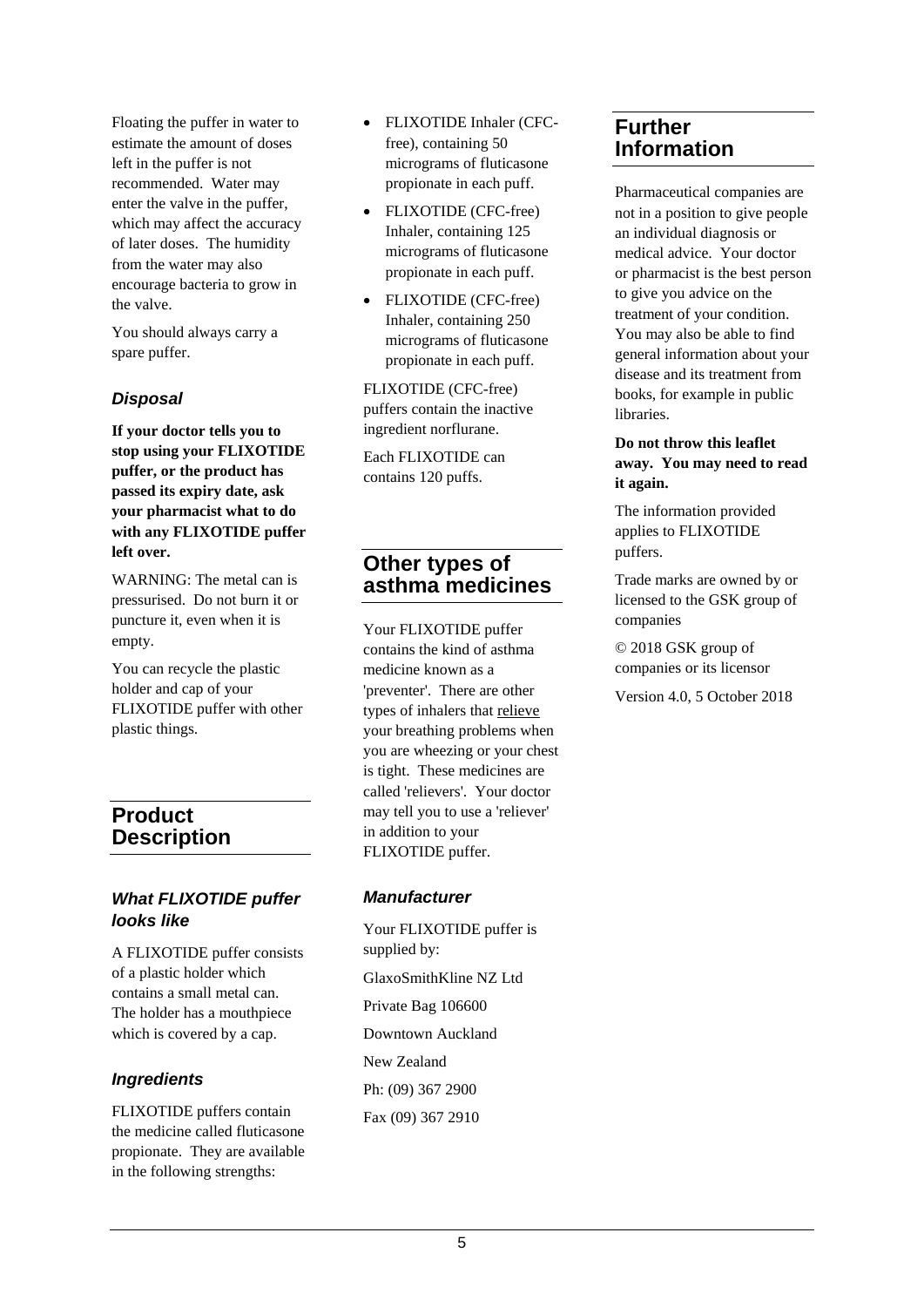Floating the puffer in water to estimate the amount of doses left in the puffer is not recommended. Water may enter the valve in the puffer, which may affect the accuracy of later doses. The humidity from the water may also encourage bacteria to grow in the valve.

You should always carry a spare puffer.

### *Disposal*

**If your doctor tells you to stop using your FLIXOTIDE puffer, or the product has passed its expiry date, ask your pharmacist what to do with any FLIXOTIDE puffer left over.**

WARNING: The metal can is pressurised. Do not burn it or puncture it, even when it is empty.

You can recycle the plastic holder and cap of your FLIXOTIDE puffer with other plastic things.

## Product Description

### *What FLIXOTIDE puffer looks like*

A FLIXOTIDE puffer consists of a plastic holder which contains a small metal can. The holder has a mouthpiece which is covered by a cap.

### *Ingredients*

FLIXOTIDE puffers contain the medicine called fluticasone propionate. They are available in the following strengths:

- FLIXOTIDE Inhaler (CFC-free), containing 50 micrograms of fluticasone propionate in each puff.
- FLIXOTIDE (CFC-free) Inhaler, containing 125 micrograms of fluticasone propionate in each puff.
- FLIXOTIDE (CFC-free) Inhaler, containing 250 micrograms of fluticasone propionate in each puff.

FLIXOTIDE (CFC-free) puffers contain the inactive ingredient norflurane.

Each FLIXOTIDE can contains 120 puffs.

## Other types of asthma medicines

Your FLIXOTIDE puffer contains the kind of asthma medicine known as a 'preventer'. There are other types of inhalers that relieve your breathing problems when you are wheezing or your chest is tight. These medicines are called 'relievers'. Your doctor may tell you to use a 'reliever' in addition to your FLIXOTIDE puffer.

### *Manufacturer*

Your FLIXOTIDE puffer is supplied by:

GlaxoSmithKline NZ Ltd

Private Bag 106600

Downtown Auckland

New Zealand

Ph: (09) 367 2900

Fax (09) 367 2910

## Further Information

Pharmaceutical companies are not in a position to give people an individual diagnosis or medical advice. Your doctor or pharmacist is the best person to give you advice on the treatment of your condition. You may also be able to find general information about your disease and its treatment from books, for example in public libraries.

**Do not throw this leaflet away. You may need to read it again.**

The information provided applies to FLIXOTIDE puffers.

Trade marks are owned by or licensed to the GSK group of companies

© 2018 GSK group of companies or its licensor

Version 4.0, 5 October 2018